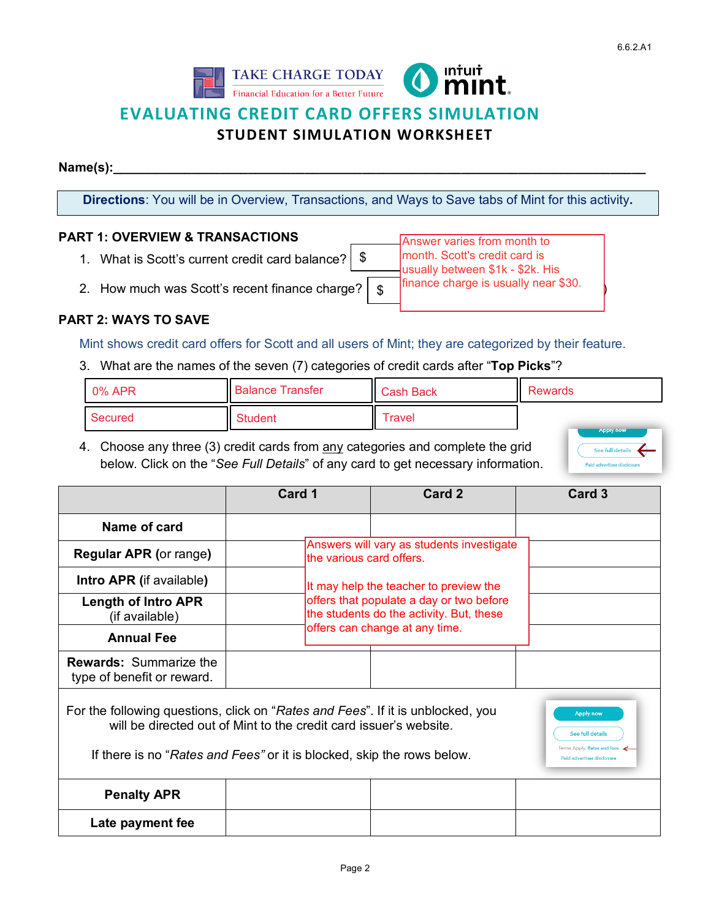6.6.2.A1

TAKE CHARGE TODAY
Financial Education for a Better Future

intuit mint

# EVALUATING CREDIT CARD OFFERS SIMULATION

## STUDENT SIMULATION WORKSHEET

**Name(s):**______________________________________________________________________

**Directions**: You will be in Overview, Transactions, and Ways to Save tabs of Mint for this activity.

### PART 1: OVERVIEW & TRANSACTIONS

1. What is Scott's current credit card balance? $
2. How much was Scott's recent finance charge? $

Answer varies from month to month. Scott's credit card is usually between $1k - $2k. His finance charge is usually near $30.

### PART 2: WAYS TO SAVE

Mint shows credit card offers for Scott and all users of Mint; they are categorized by their feature.

3. What are the names of the seven (7) categories of credit cards after "**Top Picks**"?

| 0% APR | Balance Transfer | Cash Back | Rewards |
|---|---|---|---|
| Secured | Student | Travel | |

4. Choose any three (3) credit cards from any categories and complete the grid below. Click on the "*See Full Details*" of any card to get necessary information.

| | Card 1 | Card 2 | Card 3 |
|---|---|---|---|
| **Name of card** | | | |
| **Regular APR** (or range) | | | |
| **Intro APR** (if available) | | | |
| **Length of Intro APR** (if available) | | | |
| **Annual Fee** | | | |
| **Rewards:** Summarize the type of benefit or reward. | | | |

Answers will vary as students investigate the various card offers.

It may help the teacher to preview the offers that populate a day or two before the students do the activity. But, these offers can change at any time.

For the following questions, click on "*Rates and Fees*". If it is unblocked, you will be directed out of Mint to the credit card issuer's website.

If there is no "*Rates and Fees"* or it is blocked, skip the rows below.

| | Card 1 | Card 2 | Card 3 |
|---|---|---|---|
| **Penalty APR** | | | |
| **Late payment fee** | | | |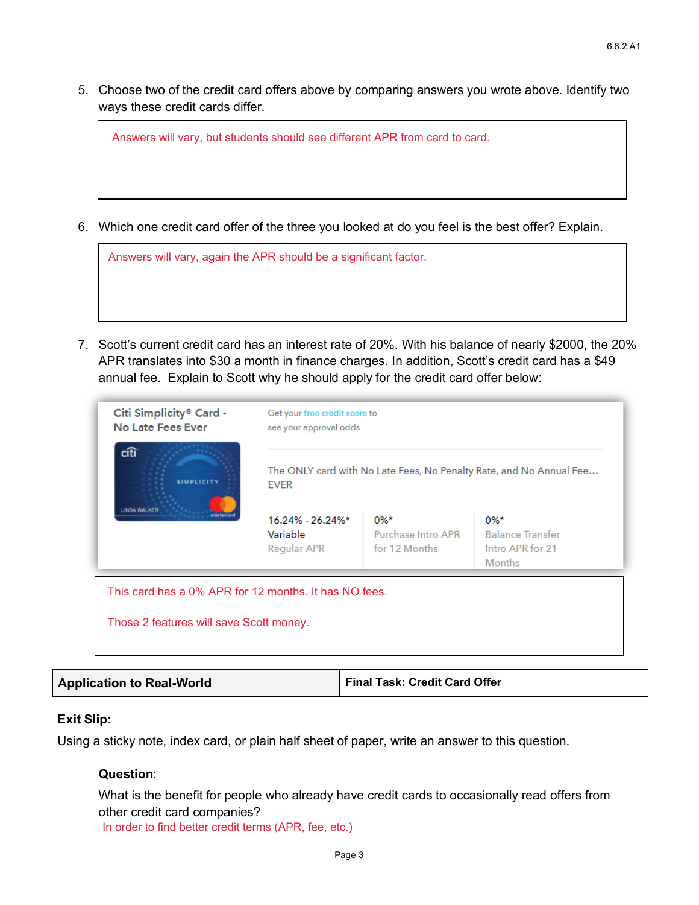5. Choose two of the credit card offers above by comparing answers you wrote above. Identify two ways these credit cards differ.

| |
|---|
| Answers will vary, but students should see different APR from card to card. |

6. Which one credit card offer of the three you looked at do you feel is the best offer? Explain.

| |
|---|
| Answers will vary, again the APR should be a significant factor. |

7. Scott's current credit card has an interest rate of 20%. With his balance of nearly $2000, the 20% APR translates into $30 a month in finance charges. In addition, Scott's credit card has a $49 annual fee. Explain to Scott why he should apply for the credit card offer below:

Citi Simplicity® Card - No Late Fees Ever

Get your free credit score to see your approval odds

The ONLY card with No Late Fees, No Penalty Rate, and No Annual Fee... EVER

| | | |
|---|---|---|
| 16.24% - 26.24%* Variable Regular APR | 0%* Purchase Intro APR for 12 Months | 0%* Balance Transfer Intro APR for 21 Months |

| |
|---|
| This card has a 0% APR for 12 months. It has NO fees.<br><br>Those 2 features will save Scott money. |

| | |
|---|---|
| **Application to Real-World** | **Final Task: Credit Card Offer** |

**Exit Slip:**

Using a sticky note, index card, or plain half sheet of paper, write an answer to this question.

**Question**:

What is the benefit for people who already have credit cards to occasionally read offers from other credit card companies?

In order to find better credit terms (APR, fee, etc.)